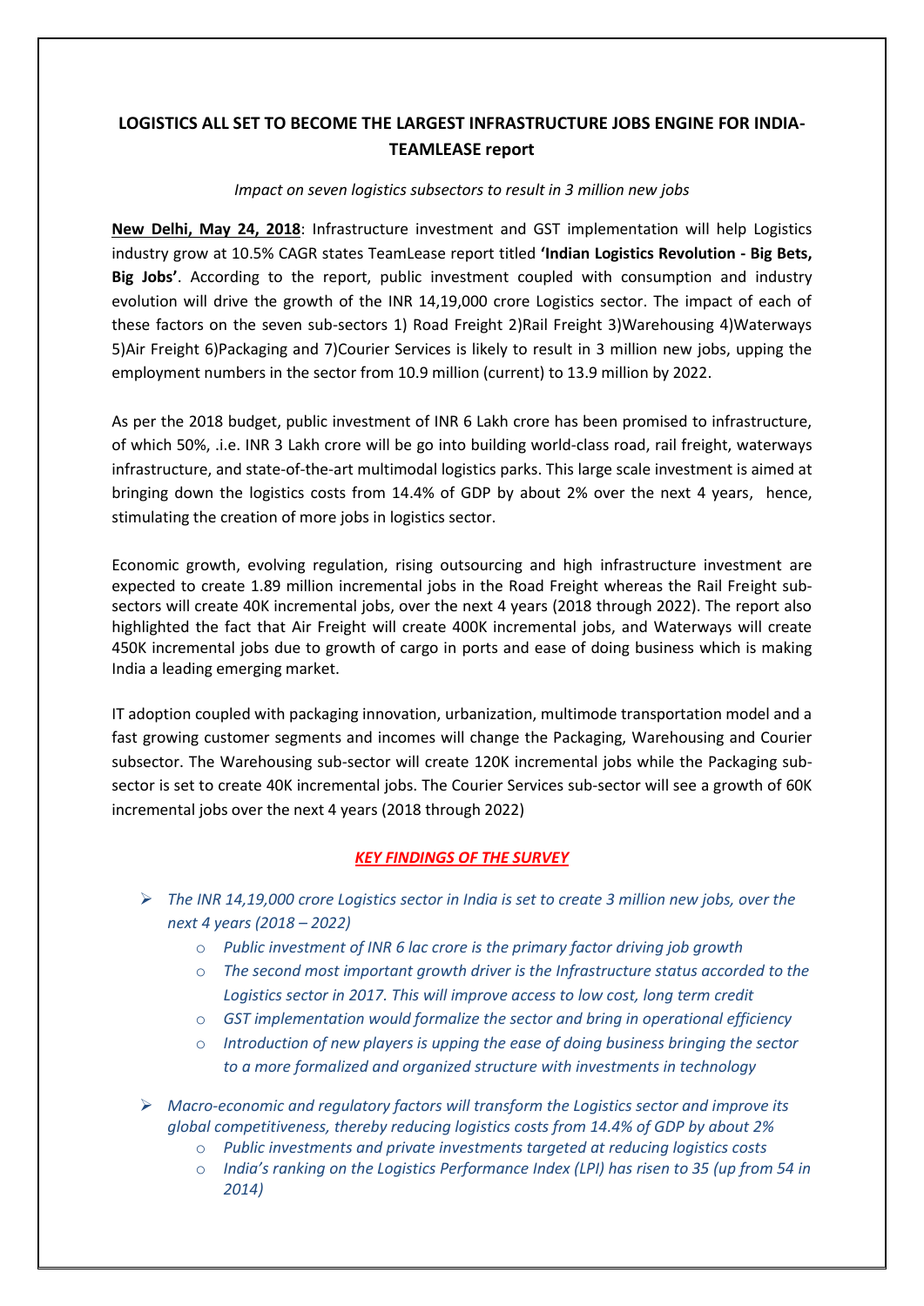# LOGISTICS ALL SET TO BECOME THE LARGEST INFRASTRUCTURE JOBS ENGINE FOR INDIA- TEAMLEASE report

*Impact on seven logistics subsectors to result in 3 million new jobs*

**New Delhi, May 24, 2018**: Infrastructure investment and GST implementation will help Logistics industry grow at 10.5% CAGR states TeamLease report titled **'Indian Logistics Revolution - Big Bets, Big Jobs'**. According to the report, public investment coupled with consumption and industry evolution will drive the growth of the INR 14,19,000 crore Logistics sector. The impact of each of these factors on the seven sub-sectors 1) Road Freight 2)Rail Freight 3)Warehousing 4)Waterways 5)Air Freight 6)Packaging and 7)Courier Services is likely to result in 3 million new jobs, upping the employment numbers in the sector from 10.9 million (current) to 13.9 million by 2022.

As per the 2018 budget, public investment of INR 6 Lakh crore has been promised to infrastructure, of which 50%, .i.e. INR 3 Lakh crore will be go into building world-class road, rail freight, waterways infrastructure, and state-of-the-art multimodal logistics parks. This large scale investment is aimed at bringing down the logistics costs from 14.4% of GDP by about 2% over the next 4 years, hence, stimulating the creation of more jobs in logistics sector.

Economic growth, evolving regulation, rising outsourcing and high infrastructure investment are expected to create 1.89 million incremental jobs in the Road Freight whereas the Rail Freight sub-sectors will create 40K incremental jobs, over the next 4 years (2018 through 2022). The report also highlighted the fact that Air Freight will create 400K incremental jobs, and Waterways will create 450K incremental jobs due to growth of cargo in ports and ease of doing business which is making India a leading emerging market.

IT adoption coupled with packaging innovation, urbanization, multimode transportation model and a fast growing customer segments and incomes will change the Packaging, Warehousing and Courier subsector. The Warehousing sub-sector will create 120K incremental jobs while the Packaging sub-sector is set to create 40K incremental jobs. The Courier Services sub-sector will see a growth of 60K incremental jobs over the next 4 years (2018 through 2022)

## *KEY FINDINGS OF THE SURVEY*

- *The INR 14,19,000 crore Logistics sector in India is set to create 3 million new jobs, over the next 4 years (2018 – 2022)*
  - *Public investment of INR 6 lac crore is the primary factor driving job growth*
  - *The second most important growth driver is the Infrastructure status accorded to the Logistics sector in 2017. This will improve access to low cost, long term credit*
  - *GST implementation would formalize the sector and bring in operational efficiency*
  - *Introduction of new players is upping the ease of doing business bringing the sector to a more formalized and organized structure with investments in technology*
- *Macro-economic and regulatory factors will transform the Logistics sector and improve its global competitiveness, thereby reducing logistics costs from 14.4% of GDP by about 2%*
  - *Public investments and private investments targeted at reducing logistics costs*
  - *India's ranking on the Logistics Performance Index (LPI) has risen to 35 (up from 54 in 2014)*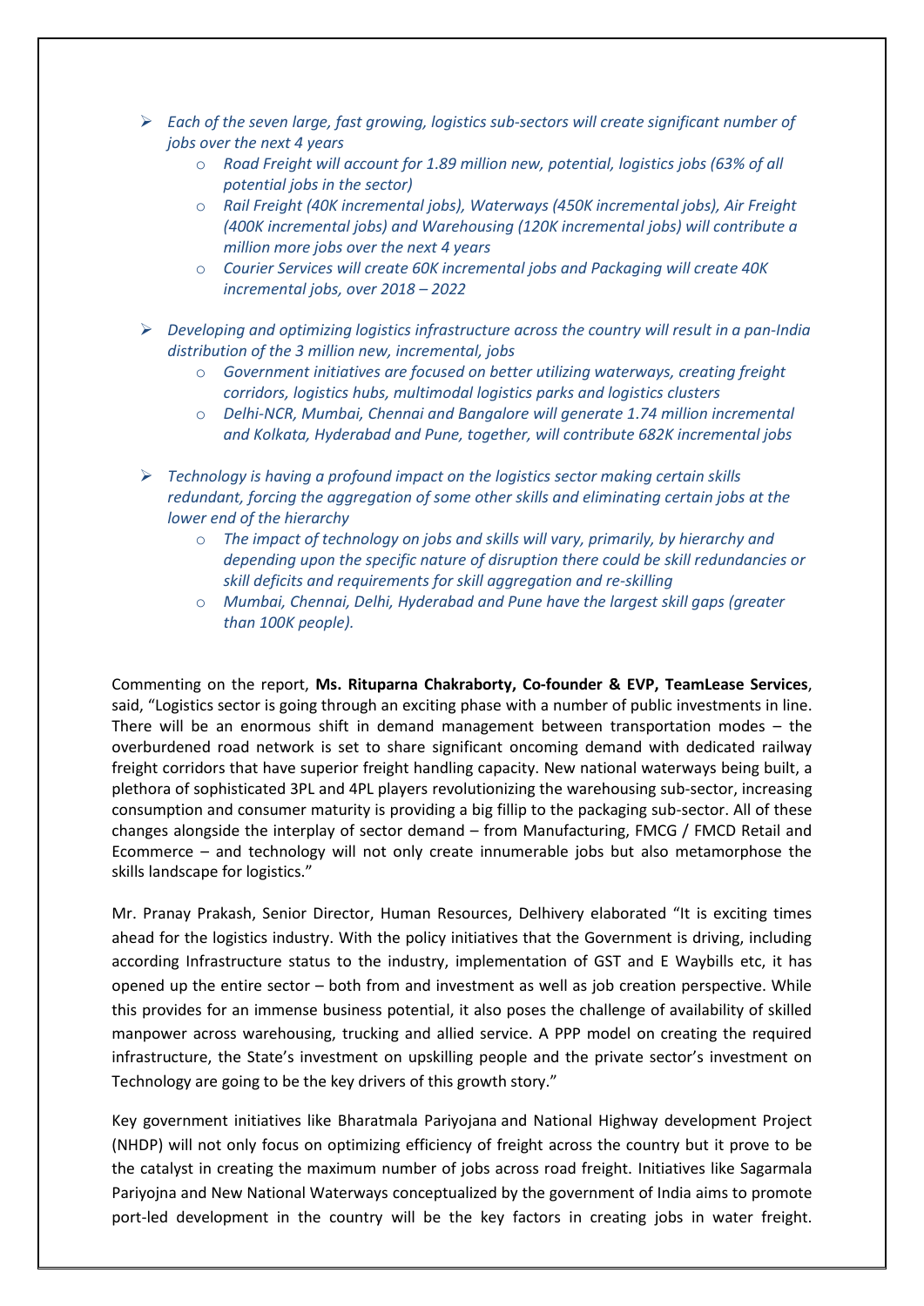- *Each of the seven large, fast growing, logistics sub-sectors will create significant number of jobs over the next 4 years*
    - *Road Freight will account for 1.89 million new, potential, logistics jobs (63% of all potential jobs in the sector)*
    - *Rail Freight (40K incremental jobs), Waterways (450K incremental jobs), Air Freight (400K incremental jobs) and Warehousing (120K incremental jobs) will contribute a million more jobs over the next 4 years*
    - *Courier Services will create 60K incremental jobs and Packaging will create 40K incremental jobs, over 2018 – 2022*

- *Developing and optimizing logistics infrastructure across the country will result in a pan-India distribution of the 3 million new, incremental, jobs*
    - *Government initiatives are focused on better utilizing waterways, creating freight corridors, logistics hubs, multimodal logistics parks and logistics clusters*
    - *Delhi-NCR, Mumbai, Chennai and Bangalore will generate 1.74 million incremental and Kolkata, Hyderabad and Pune, together, will contribute 682K incremental jobs*

- *Technology is having a profound impact on the logistics sector making certain skills redundant, forcing the aggregation of some other skills and eliminating certain jobs at the lower end of the hierarchy*
    - *The impact of technology on jobs and skills will vary, primarily, by hierarchy and depending upon the specific nature of disruption there could be skill redundancies or skill deficits and requirements for skill aggregation and re-skilling*
    - *Mumbai, Chennai, Delhi, Hyderabad and Pune have the largest skill gaps (greater than 100K people).*

Commenting on the report, **Ms. Rituparna Chakraborty, Co-founder & EVP, TeamLease Services**, said, "Logistics sector is going through an exciting phase with a number of public investments in line. There will be an enormous shift in demand management between transportation modes – the overburdened road network is set to share significant oncoming demand with dedicated railway freight corridors that have superior freight handling capacity. New national waterways being built, a plethora of sophisticated 3PL and 4PL players revolutionizing the warehousing sub-sector, increasing consumption and consumer maturity is providing a big fillip to the packaging sub-sector. All of these changes alongside the interplay of sector demand – from Manufacturing, FMCG / FMCD Retail and Ecommerce – and technology will not only create innumerable jobs but also metamorphose the skills landscape for logistics."

Mr. Pranay Prakash, Senior Director, Human Resources, Delhivery elaborated "It is exciting times ahead for the logistics industry. With the policy initiatives that the Government is driving, including according Infrastructure status to the industry, implementation of GST and E Waybills etc, it has opened up the entire sector – both from and investment as well as job creation perspective. While this provides for an immense business potential, it also poses the challenge of availability of skilled manpower across warehousing, trucking and allied service. A PPP model on creating the required infrastructure, the State's investment on upskilling people and the private sector's investment on Technology are going to be the key drivers of this growth story."

Key government initiatives like Bharatmala Pariyojana and National Highway development Project (NHDP) will not only focus on optimizing efficiency of freight across the country but it prove to be the catalyst in creating the maximum number of jobs across road freight. Initiatives like Sagarmala Pariyojna and New National Waterways conceptualized by the government of India aims to promote port-led development in the country will be the key factors in creating jobs in water freight.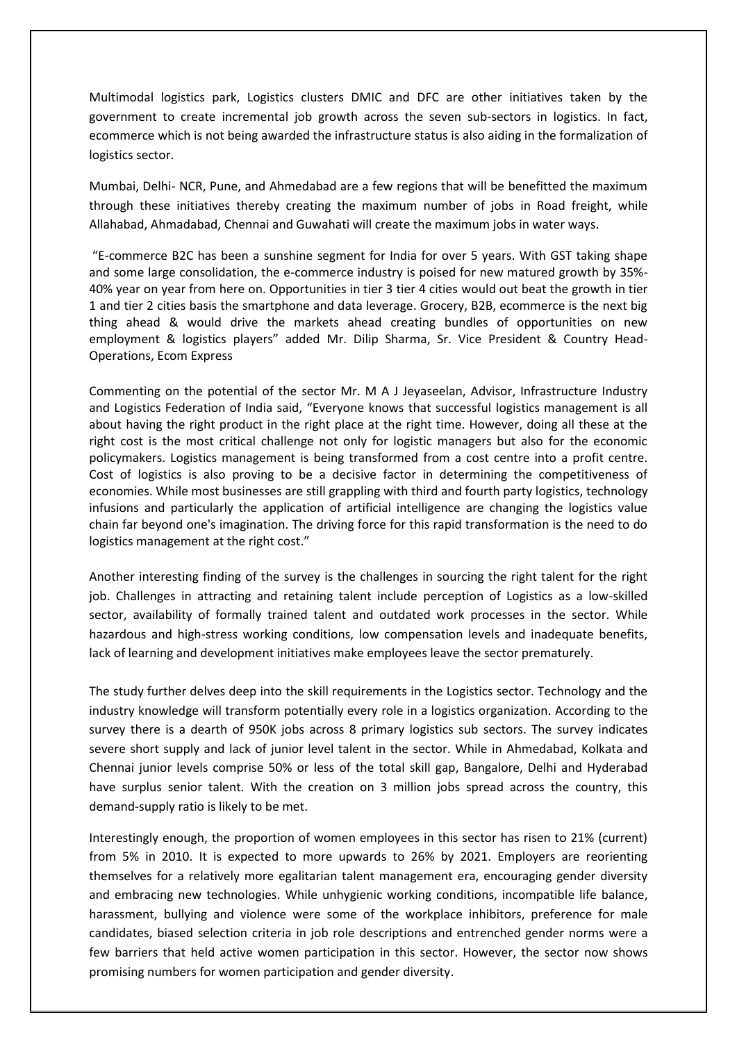Multimodal logistics park, Logistics clusters DMIC and DFC are other initiatives taken by the government to create incremental job growth across the seven sub-sectors in logistics. In fact, ecommerce which is not being awarded the infrastructure status is also aiding in the formalization of logistics sector.

Mumbai, Delhi- NCR, Pune, and Ahmedabad are a few regions that will be benefitted the maximum through these initiatives thereby creating the maximum number of jobs in Road freight, while Allahabad, Ahmadabad, Chennai and Guwahati will create the maximum jobs in water ways.

"E-commerce B2C has been a sunshine segment for India for over 5 years. With GST taking shape and some large consolidation, the e-commerce industry is poised for new matured growth by 35%-40% year on year from here on. Opportunities in tier 3 tier 4 cities would out beat the growth in tier 1 and tier 2 cities basis the smartphone and data leverage. Grocery, B2B, ecommerce is the next big thing ahead & would drive the markets ahead creating bundles of opportunities on new employment & logistics players" added Mr. Dilip Sharma, Sr. Vice President & Country Head-Operations, Ecom Express

Commenting on the potential of the sector Mr. M A J Jeyaseelan, Advisor, Infrastructure Industry and Logistics Federation of India said, "Everyone knows that successful logistics management is all about having the right product in the right place at the right time. However, doing all these at the right cost is the most critical challenge not only for logistic managers but also for the economic policymakers. Logistics management is being transformed from a cost centre into a profit centre. Cost of logistics is also proving to be a decisive factor in determining the competitiveness of economies. While most businesses are still grappling with third and fourth party logistics, technology infusions and particularly the application of artificial intelligence are changing the logistics value chain far beyond one's imagination. The driving force for this rapid transformation is the need to do logistics management at the right cost."

Another interesting finding of the survey is the challenges in sourcing the right talent for the right job. Challenges in attracting and retaining talent include perception of Logistics as a low-skilled sector, availability of formally trained talent and outdated work processes in the sector. While hazardous and high-stress working conditions, low compensation levels and inadequate benefits, lack of learning and development initiatives make employees leave the sector prematurely.

The study further delves deep into the skill requirements in the Logistics sector. Technology and the industry knowledge will transform potentially every role in a logistics organization. According to the survey there is a dearth of 950K jobs across 8 primary logistics sub sectors. The survey indicates severe short supply and lack of junior level talent in the sector. While in Ahmedabad, Kolkata and Chennai junior levels comprise 50% or less of the total skill gap, Bangalore, Delhi and Hyderabad have surplus senior talent. With the creation on 3 million jobs spread across the country, this demand-supply ratio is likely to be met.

Interestingly enough, the proportion of women employees in this sector has risen to 21% (current) from 5% in 2010. It is expected to more upwards to 26% by 2021. Employers are reorienting themselves for a relatively more egalitarian talent management era, encouraging gender diversity and embracing new technologies. While unhygienic working conditions, incompatible life balance, harassment, bullying and violence were some of the workplace inhibitors, preference for male candidates, biased selection criteria in job role descriptions and entrenched gender norms were a few barriers that held active women participation in this sector. However, the sector now shows promising numbers for women participation and gender diversity.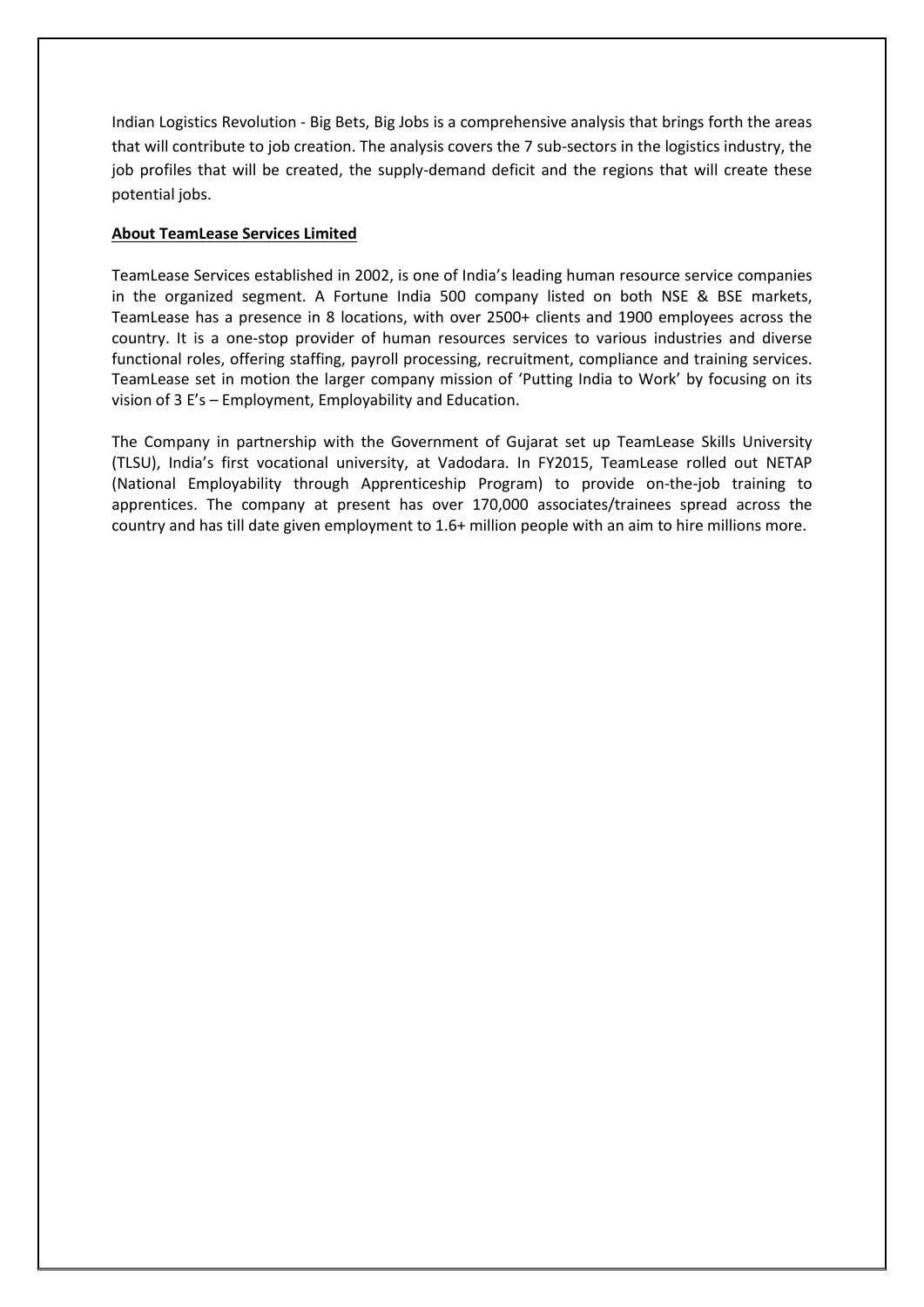Indian Logistics Revolution - Big Bets, Big Jobs is a comprehensive analysis that brings forth the areas that will contribute to job creation. The analysis covers the 7 sub-sectors in the logistics industry, the job profiles that will be created, the supply-demand deficit and the regions that will create these potential jobs.

**About TeamLease Services Limited**

TeamLease Services established in 2002, is one of India's leading human resource service companies in the organized segment. A Fortune India 500 company listed on both NSE & BSE markets, TeamLease has a presence in 8 locations, with over 2500+ clients and 1900 employees across the country. It is a one-stop provider of human resources services to various industries and diverse functional roles, offering staffing, payroll processing, recruitment, compliance and training services. TeamLease set in motion the larger company mission of 'Putting India to Work' by focusing on its vision of 3 E's – Employment, Employability and Education.

The Company in partnership with the Government of Gujarat set up TeamLease Skills University (TLSU), India's first vocational university, at Vadodara. In FY2015, TeamLease rolled out NETAP (National Employability through Apprenticeship Program) to provide on-the-job training to apprentices. The company at present has over 170,000 associates/trainees spread across the country and has till date given employment to 1.6+ million people with an aim to hire millions more.